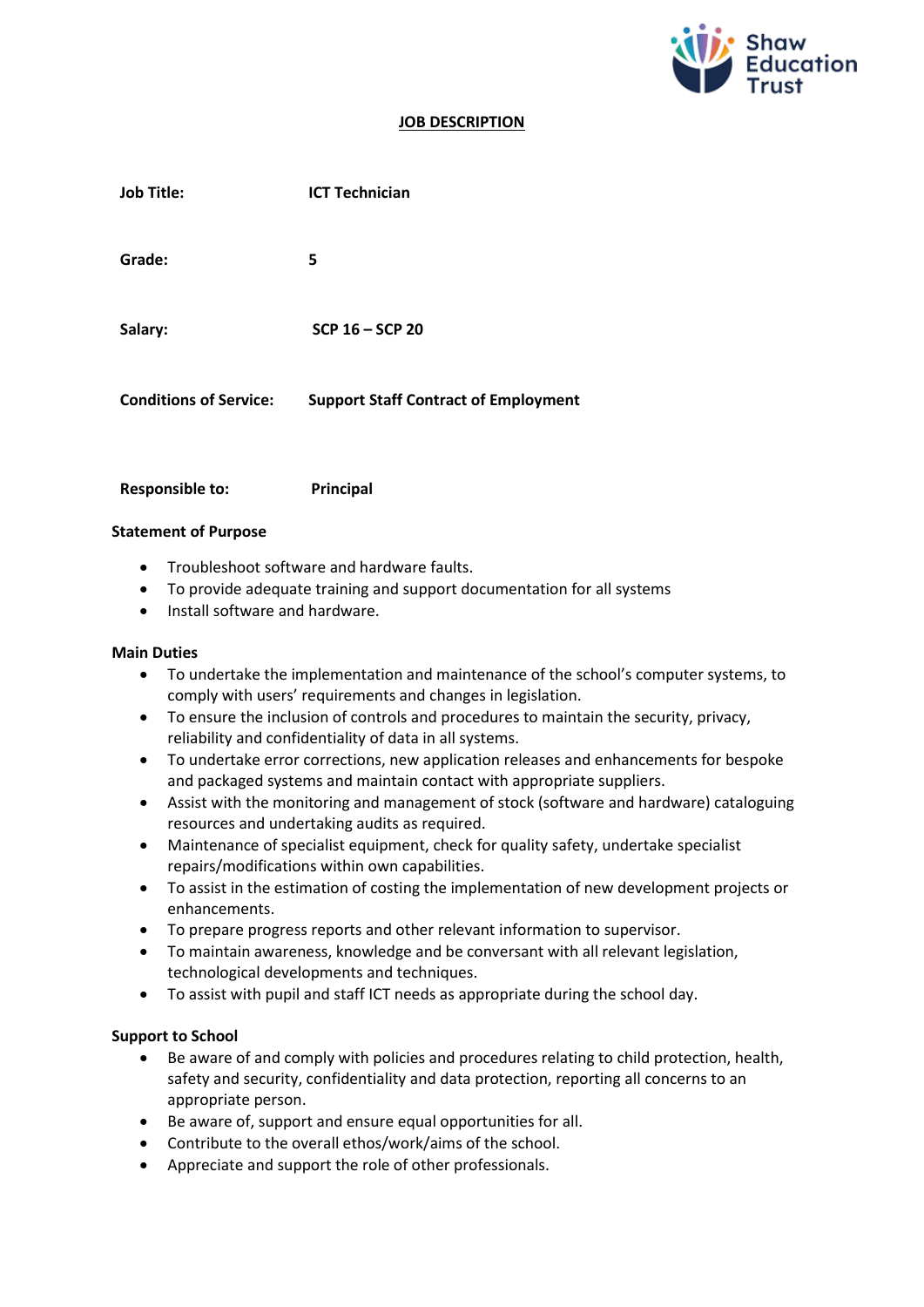Shaw Education Trust

# JOB DESCRIPTION

| | |
|---|---|
| **Job Title:** | **ICT Technician** |
| **Grade:** | **5** |
| **Salary:** | **SCP 16 – SCP 20** |
| **Conditions of Service:** | **Support Staff Contract of Employment** |
| **Responsible to:** | **Principal** |

**Statement of Purpose**

- Troubleshoot software and hardware faults.
- To provide adequate training and support documentation for all systems
- Install software and hardware.

**Main Duties**

- To undertake the implementation and maintenance of the school's computer systems, to comply with users' requirements and changes in legislation.
- To ensure the inclusion of controls and procedures to maintain the security, privacy, reliability and confidentiality of data in all systems.
- To undertake error corrections, new application releases and enhancements for bespoke and packaged systems and maintain contact with appropriate suppliers.
- Assist with the monitoring and management of stock (software and hardware) cataloguing resources and undertaking audits as required.
- Maintenance of specialist equipment, check for quality safety, undertake specialist repairs/modifications within own capabilities.
- To assist in the estimation of costing the implementation of new development projects or enhancements.
- To prepare progress reports and other relevant information to supervisor.
- To maintain awareness, knowledge and be conversant with all relevant legislation, technological developments and techniques.
- To assist with pupil and staff ICT needs as appropriate during the school day.

**Support to School**

- Be aware of and comply with policies and procedures relating to child protection, health, safety and security, confidentiality and data protection, reporting all concerns to an appropriate person.
- Be aware of, support and ensure equal opportunities for all.
- Contribute to the overall ethos/work/aims of the school.
- Appreciate and support the role of other professionals.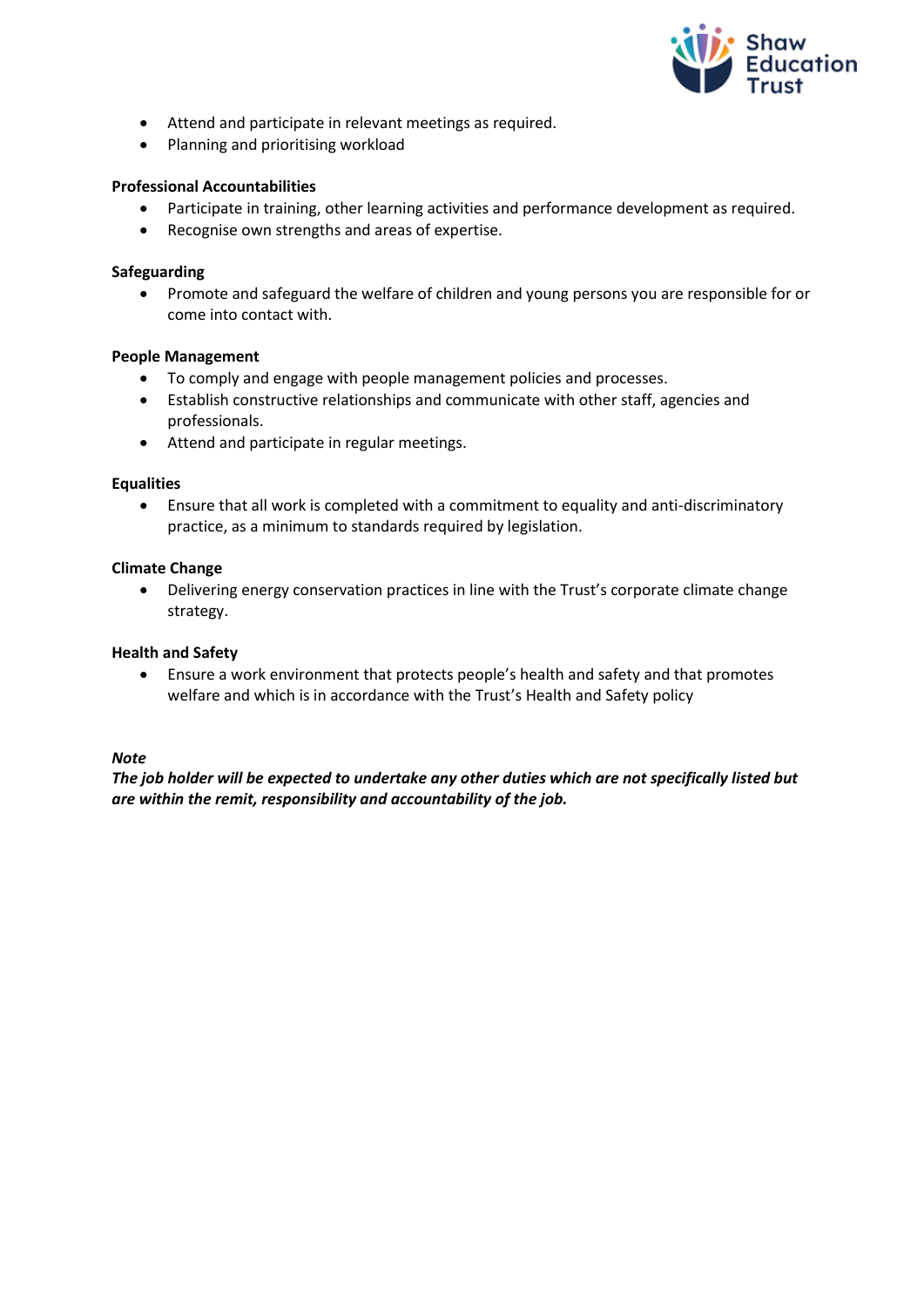- Attend and participate in relevant meetings as required.
- Planning and prioritising workload

**Professional Accountabilities**

- Participate in training, other learning activities and performance development as required.
- Recognise own strengths and areas of expertise.

**Safeguarding**

- Promote and safeguard the welfare of children and young persons you are responsible for or come into contact with.

**People Management**

- To comply and engage with people management policies and processes.
- Establish constructive relationships and communicate with other staff, agencies and professionals.
- Attend and participate in regular meetings.

**Equalities**

- Ensure that all work is completed with a commitment to equality and anti-discriminatory practice, as a minimum to standards required by legislation.

**Climate Change**

- Delivering energy conservation practices in line with the Trust's corporate climate change strategy.

**Health and Safety**

- Ensure a work environment that protects people's health and safety and that promotes welfare and which is in accordance with the Trust's Health and Safety policy

***Note***
***The job holder will be expected to undertake any other duties which are not specifically listed but are within the remit, responsibility and accountability of the job.***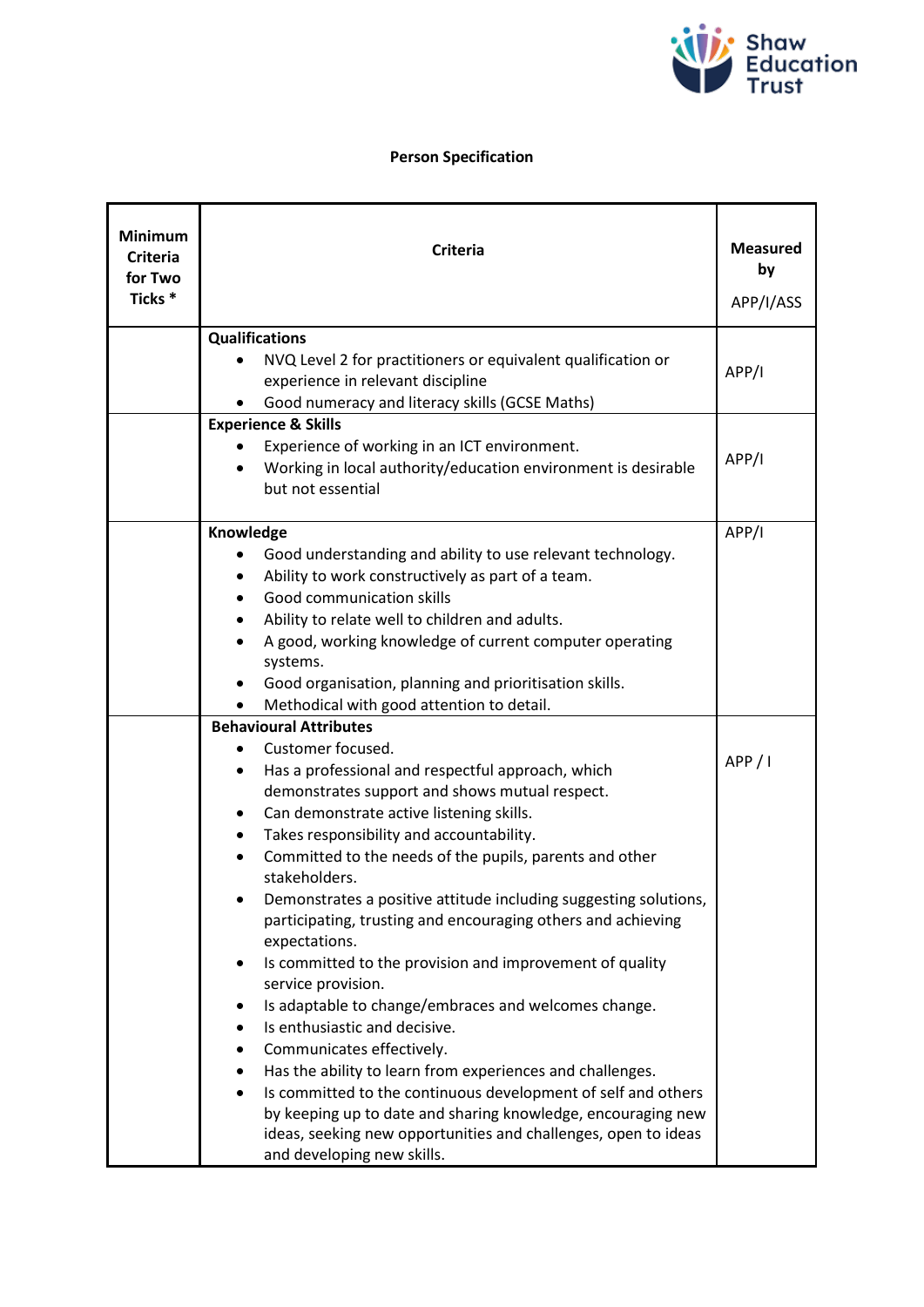# Person Specification

| Minimum Criteria for Two Ticks * | Criteria | Measured by APP/I/ASS |
|---|---|---|
| | **Qualifications**<br>• NVQ Level 2 for practitioners or equivalent qualification or experience in relevant discipline<br>• Good numeracy and literacy skills (GCSE Maths) | APP/I |
| | **Experience & Skills**<br>• Experience of working in an ICT environment.<br>• Working in local authority/education environment is desirable but not essential | APP/I |
| | **Knowledge**<br>• Good understanding and ability to use relevant technology.<br>• Ability to work constructively as part of a team.<br>• Good communication skills<br>• Ability to relate well to children and adults.<br>• A good, working knowledge of current computer operating systems.<br>• Good organisation, planning and prioritisation skills.<br>• Methodical with good attention to detail. | APP/I |
| | **Behavioural Attributes**<br>• Customer focused.<br>• Has a professional and respectful approach, which demonstrates support and shows mutual respect.<br>• Can demonstrate active listening skills.<br>• Takes responsibility and accountability.<br>• Committed to the needs of the pupils, parents and other stakeholders.<br>• Demonstrates a positive attitude including suggesting solutions, participating, trusting and encouraging others and achieving expectations.<br>• Is committed to the provision and improvement of quality service provision.<br>• Is adaptable to change/embraces and welcomes change.<br>• Is enthusiastic and decisive.<br>• Communicates effectively.<br>• Has the ability to learn from experiences and challenges.<br>• Is committed to the continuous development of self and others by keeping up to date and sharing knowledge, encouraging new ideas, seeking new opportunities and challenges, open to ideas and developing new skills. | APP / I |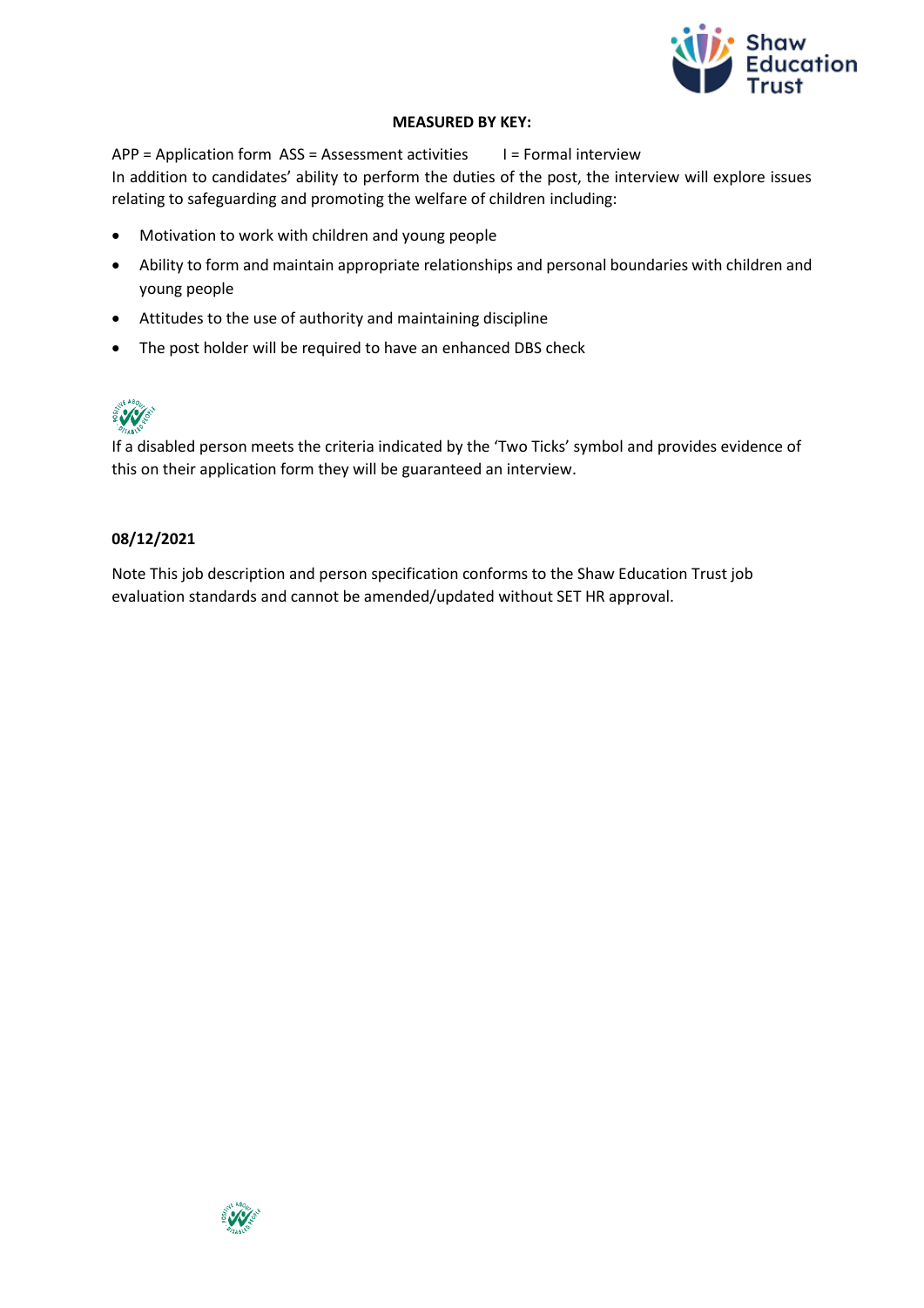**MEASURED BY KEY:**

APP = Application form  ASS = Assessment activities    I = Formal interview

In addition to candidates' ability to perform the duties of the post, the interview will explore issues relating to safeguarding and promoting the welfare of children including:

- Motivation to work with children and young people
- Ability to form and maintain appropriate relationships and personal boundaries with children and young people
- Attitudes to the use of authority and maintaining discipline
- The post holder will be required to have an enhanced DBS check

If a disabled person meets the criteria indicated by the 'Two Ticks' symbol and provides evidence of this on their application form they will be guaranteed an interview.

**08/12/2021**

Note This job description and person specification conforms to the Shaw Education Trust job evaluation standards and cannot be amended/updated without SET HR approval.